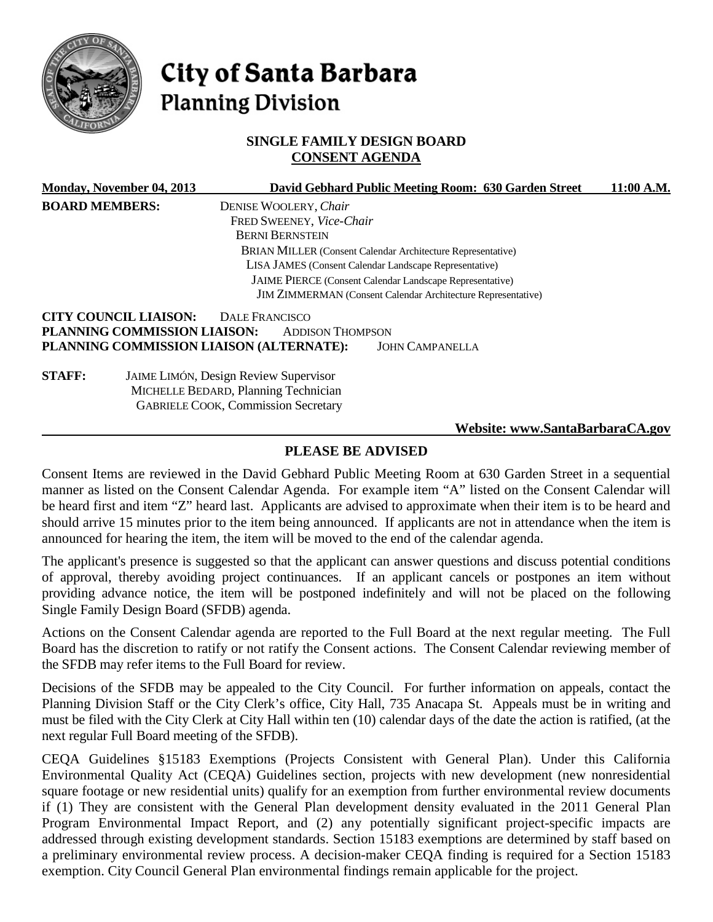# City of Santa Barbara
## Planning Division

### SINGLE FAMILY DESIGN BOARD
### CONSENT AGENDA

**Monday, November 04, 2013** | **David Gebhard Public Meeting Room: 630 Garden Street** | **11:00 A.M.**

**BOARD MEMBERS:**
DENISE WOOLERY, *Chair*
FRED SWEENEY, *Vice-Chair*
BERNI BERNSTEIN
BRIAN MILLER (Consent Calendar Architecture Representative)
LISA JAMES (Consent Calendar Landscape Representative)
JAIME PIERCE (Consent Calendar Landscape Representative)
JIM ZIMMERMAN (Consent Calendar Architecture Representative)

**CITY COUNCIL LIAISON:** DALE FRANCISCO
**PLANNING COMMISSION LIAISON:** ADDISON THOMPSON
**PLANNING COMMISSION LIAISON (ALTERNATE):** JOHN CAMPANELLA

**STAFF:**
JAIME LIMÓN, Design Review Supervisor
MICHELLE BEDARD, Planning Technician
GABRIELE COOK, Commission Secretary

**Website: www.SantaBarbaraCA.gov**

### PLEASE BE ADVISED

Consent Items are reviewed in the David Gebhard Public Meeting Room at 630 Garden Street in a sequential manner as listed on the Consent Calendar Agenda. For example item "A" listed on the Consent Calendar will be heard first and item "Z" heard last. Applicants are advised to approximate when their item is to be heard and should arrive 15 minutes prior to the item being announced. If applicants are not in attendance when the item is announced for hearing the item, the item will be moved to the end of the calendar agenda.

The applicant's presence is suggested so that the applicant can answer questions and discuss potential conditions of approval, thereby avoiding project continuances. If an applicant cancels or postpones an item without providing advance notice, the item will be postponed indefinitely and will not be placed on the following Single Family Design Board (SFDB) agenda.

Actions on the Consent Calendar agenda are reported to the Full Board at the next regular meeting. The Full Board has the discretion to ratify or not ratify the Consent actions. The Consent Calendar reviewing member of the SFDB may refer items to the Full Board for review.

Decisions of the SFDB may be appealed to the City Council. For further information on appeals, contact the Planning Division Staff or the City Clerk's office, City Hall, 735 Anacapa St. Appeals must be in writing and must be filed with the City Clerk at City Hall within ten (10) calendar days of the date the action is ratified, (at the next regular Full Board meeting of the SFDB).

CEQA Guidelines §15183 Exemptions (Projects Consistent with General Plan). Under this California Environmental Quality Act (CEQA) Guidelines section, projects with new development (new nonresidential square footage or new residential units) qualify for an exemption from further environmental review documents if (1) They are consistent with the General Plan development density evaluated in the 2011 General Plan Program Environmental Impact Report, and (2) any potentially significant project-specific impacts are addressed through existing development standards. Section 15183 exemptions are determined by staff based on a preliminary environmental review process. A decision-maker CEQA finding is required for a Section 15183 exemption. City Council General Plan environmental findings remain applicable for the project.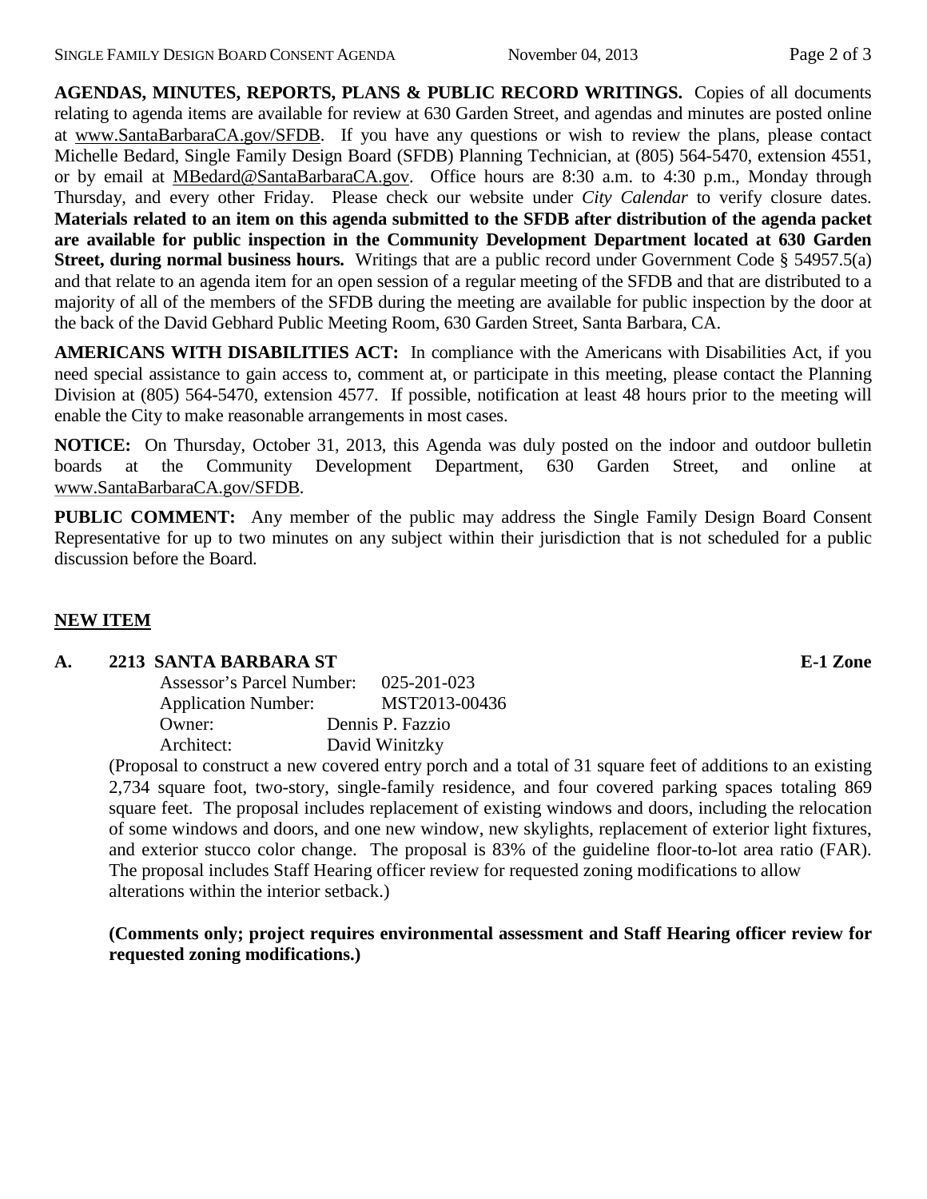**AGENDAS, MINUTES, REPORTS, PLANS & PUBLIC RECORD WRITINGS.** Copies of all documents relating to agenda items are available for review at 630 Garden Street, and agendas and minutes are posted online at www.SantaBarbaraCA.gov/SFDB. If you have any questions or wish to review the plans, please contact Michelle Bedard, Single Family Design Board (SFDB) Planning Technician, at (805) 564-5470, extension 4551, or by email at MBedard@SantaBarbaraCA.gov. Office hours are 8:30 a.m. to 4:30 p.m., Monday through Thursday, and every other Friday. Please check our website under *City Calendar* to verify closure dates. **Materials related to an item on this agenda submitted to the SFDB after distribution of the agenda packet are available for public inspection in the Community Development Department located at 630 Garden Street, during normal business hours.** Writings that are a public record under Government Code § 54957.5(a) and that relate to an agenda item for an open session of a regular meeting of the SFDB and that are distributed to a majority of all of the members of the SFDB during the meeting are available for public inspection by the door at the back of the David Gebhard Public Meeting Room, 630 Garden Street, Santa Barbara, CA.

**AMERICANS WITH DISABILITIES ACT:** In compliance with the Americans with Disabilities Act, if you need special assistance to gain access to, comment at, or participate in this meeting, please contact the Planning Division at (805) 564-5470, extension 4577. If possible, notification at least 48 hours prior to the meeting will enable the City to make reasonable arrangements in most cases.

**NOTICE:** On Thursday, October 31, 2013, this Agenda was duly posted on the indoor and outdoor bulletin boards at the Community Development Department, 630 Garden Street, and online at www.SantaBarbaraCA.gov/SFDB.

**PUBLIC COMMENT:** Any member of the public may address the Single Family Design Board Consent Representative for up to two minutes on any subject within their jurisdiction that is not scheduled for a public discussion before the Board.

## NEW ITEM

**A. 2213 SANTA BARBARA ST** **E-1 Zone**

Assessor's Parcel Number: 025-201-023
Application Number: MST2013-00436
Owner: Dennis P. Fazzio
Architect: David Winitzky

(Proposal to construct a new covered entry porch and a total of 31 square feet of additions to an existing 2,734 square foot, two-story, single-family residence, and four covered parking spaces totaling 869 square feet. The proposal includes replacement of existing windows and doors, including the relocation of some windows and doors, and one new window, new skylights, replacement of exterior light fixtures, and exterior stucco color change. The proposal is 83% of the guideline floor-to-lot area ratio (FAR). The proposal includes Staff Hearing officer review for requested zoning modifications to allow alterations within the interior setback.)

**(Comments only; project requires environmental assessment and Staff Hearing officer review for requested zoning modifications.)**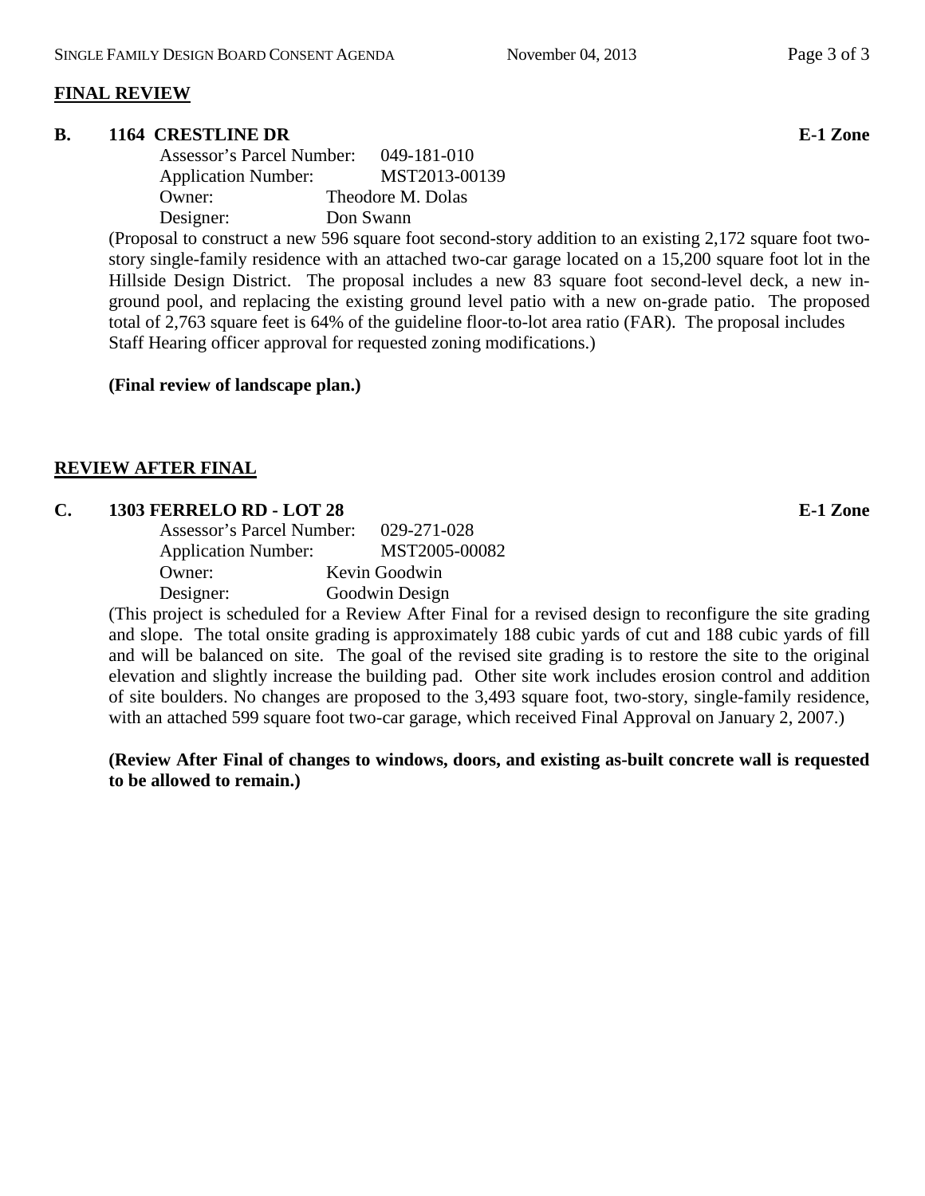## FINAL REVIEW

**B. 1164 CRESTLINE DR** **E-1 Zone**

Assessor's Parcel Number: 049-181-010
Application Number: MST2013-00139
Owner: Theodore M. Dolas
Designer: Don Swann

(Proposal to construct a new 596 square foot second-story addition to an existing 2,172 square foot two-story single-family residence with an attached two-car garage located on a 15,200 square foot lot in the Hillside Design District. The proposal includes a new 83 square foot second-level deck, a new in-ground pool, and replacing the existing ground level patio with a new on-grade patio. The proposed total of 2,763 square feet is 64% of the guideline floor-to-lot area ratio (FAR). The proposal includes Staff Hearing officer approval for requested zoning modifications.)

**(Final review of landscape plan.)**

## REVIEW AFTER FINAL

**C. 1303 FERRELO RD - LOT 28** **E-1 Zone**

Assessor's Parcel Number: 029-271-028
Application Number: MST2005-00082
Owner: Kevin Goodwin
Designer: Goodwin Design

(This project is scheduled for a Review After Final for a revised design to reconfigure the site grading and slope. The total onsite grading is approximately 188 cubic yards of cut and 188 cubic yards of fill and will be balanced on site. The goal of the revised site grading is to restore the site to the original elevation and slightly increase the building pad. Other site work includes erosion control and addition of site boulders. No changes are proposed to the 3,493 square foot, two-story, single-family residence, with an attached 599 square foot two-car garage, which received Final Approval on January 2, 2007.)

**(Review After Final of changes to windows, doors, and existing as-built concrete wall is requested to be allowed to remain.)**